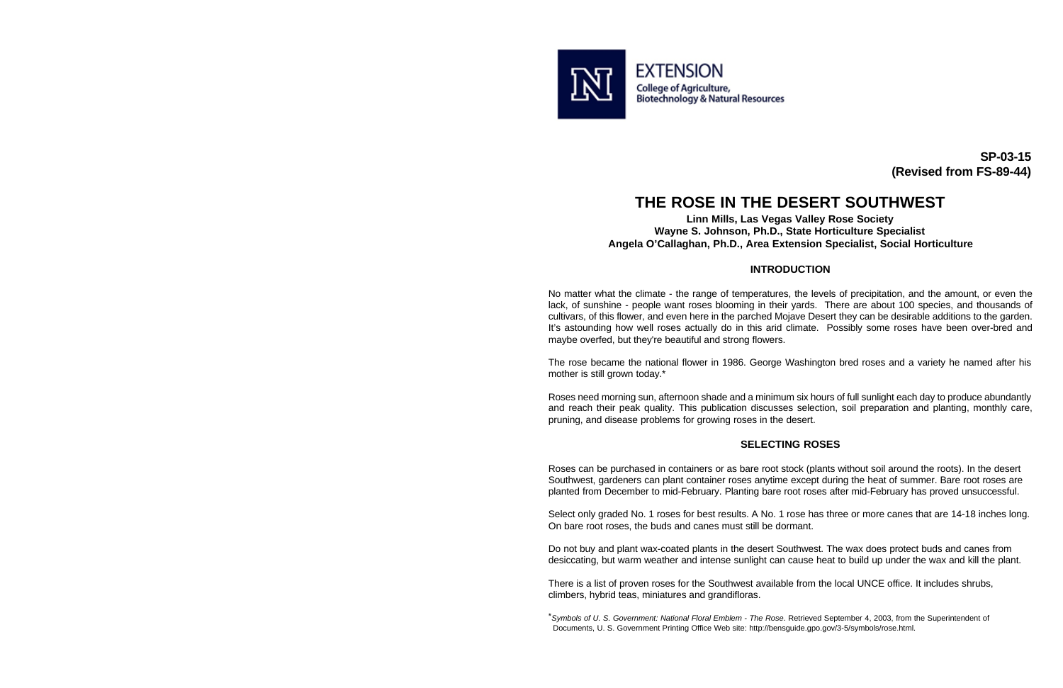**EXTENSION**
**College of Agriculture, Biotechnology & Natural Resources**

**SP-03-15**
**(Revised from FS-89-44)**

# THE ROSE IN THE DESERT SOUTHWEST

**Linn Mills, Las Vegas Valley Rose Society**
**Wayne S. Johnson, Ph.D., State Horticulture Specialist**
**Angela O'Callaghan, Ph.D., Area Extension Specialist, Social Horticulture**

## INTRODUCTION

No matter what the climate - the range of temperatures, the levels of precipitation, and the amount, or even the lack, of sunshine - people want roses blooming in their yards. There are about 100 species, and thousands of cultivars, of this flower, and even here in the parched Mojave Desert they can be desirable additions to the garden. It's astounding how well roses actually do in this arid climate. Possibly some roses have been over-bred and maybe overfed, but they're beautiful and strong flowers.

The rose became the national flower in 1986. George Washington bred roses and a variety he named after his mother is still grown today.*

Roses need morning sun, afternoon shade and a minimum six hours of full sunlight each day to produce abundantly and reach their peak quality. This publication discusses selection, soil preparation and planting, monthly care, pruning, and disease problems for growing roses in the desert.

## SELECTING ROSES

Roses can be purchased in containers or as bare root stock (plants without soil around the roots). In the desert Southwest, gardeners can plant container roses anytime except during the heat of summer. Bare root roses are planted from December to mid-February. Planting bare root roses after mid-February has proved unsuccessful.

Select only graded No. 1 roses for best results. A No. 1 rose has three or more canes that are 14-18 inches long. On bare root roses, the buds and canes must still be dormant.

Do not buy and plant wax-coated plants in the desert Southwest. The wax does protect buds and canes from desiccating, but warm weather and intense sunlight can cause heat to build up under the wax and kill the plant.

There is a list of proven roses for the Southwest available from the local UNCE office. It includes shrubs, climbers, hybrid teas, miniatures and grandifloras.

*\*Symbols of U. S. Government: National Floral Emblem - The Rose*. Retrieved September 4, 2003, from the Superintendent of Documents, U. S. Government Printing Office Web site: http://bensguide.gpo.gov/3-5/symbols/rose.html.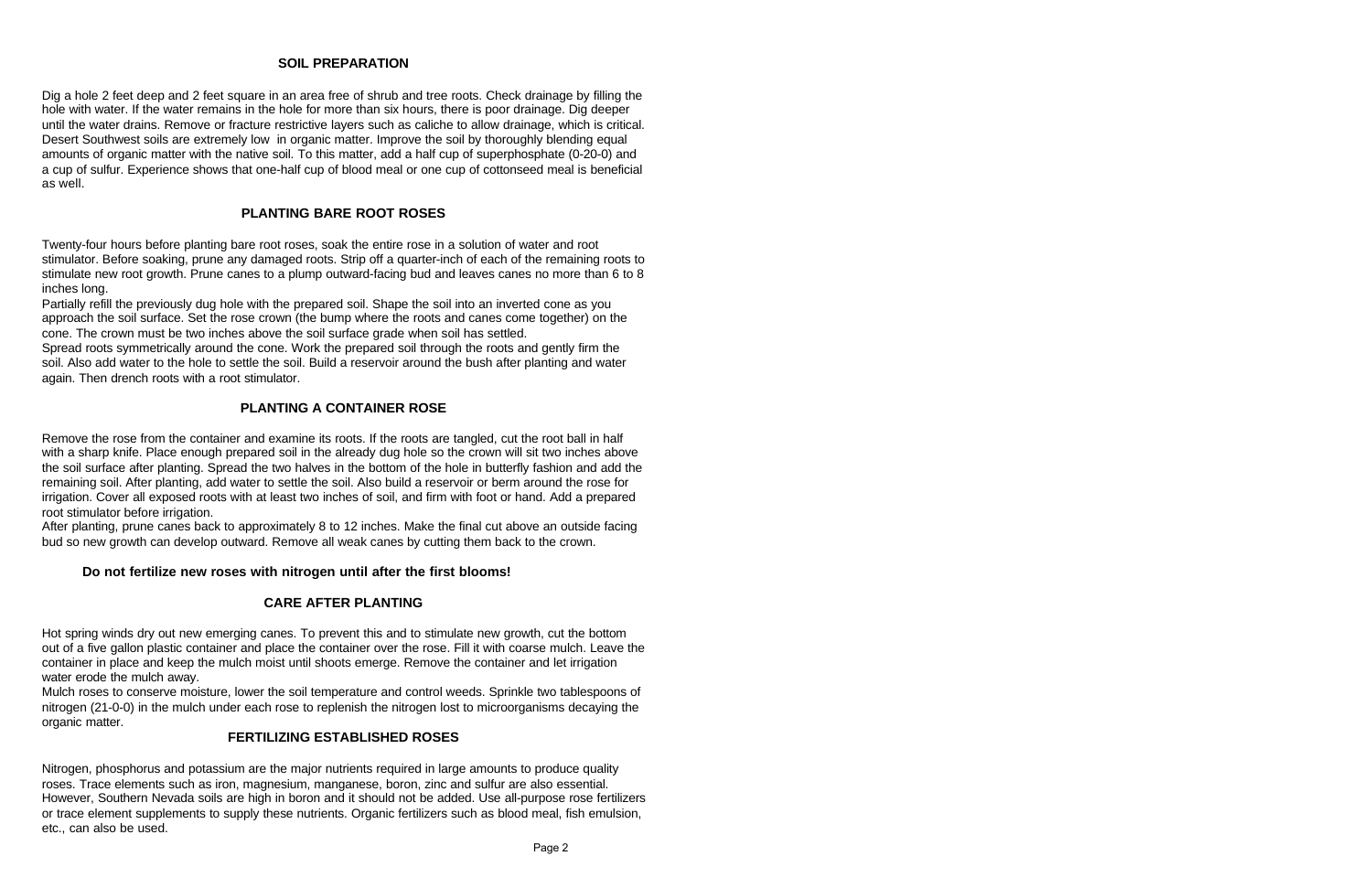## SOIL PREPARATION

Dig a hole 2 feet deep and 2 feet square in an area free of shrub and tree roots. Check drainage by filling the hole with water. If the water remains in the hole for more than six hours, there is poor drainage. Dig deeper until the water drains. Remove or fracture restrictive layers such as caliche to allow drainage, which is critical. Desert Southwest soils are extremely low in organic matter. Improve the soil by thoroughly blending equal amounts of organic matter with the native soil. To this matter, add a half cup of superphosphate (0-20-0) and a cup of sulfur. Experience shows that one-half cup of blood meal or one cup of cottonseed meal is beneficial as well.

## PLANTING BARE ROOT ROSES

Twenty-four hours before planting bare root roses, soak the entire rose in a solution of water and root stimulator. Before soaking, prune any damaged roots. Strip off a quarter-inch of each of the remaining roots to stimulate new root growth. Prune canes to a plump outward-facing bud and leaves canes no more than 6 to 8 inches long.

Partially refill the previously dug hole with the prepared soil. Shape the soil into an inverted cone as you approach the soil surface. Set the rose crown (the bump where the roots and canes come together) on the cone. The crown must be two inches above the soil surface grade when soil has settled.

Spread roots symmetrically around the cone. Work the prepared soil through the roots and gently firm the soil. Also add water to the hole to settle the soil. Build a reservoir around the bush after planting and water again. Then drench roots with a root stimulator.

## PLANTING A CONTAINER ROSE

Remove the rose from the container and examine its roots. If the roots are tangled, cut the root ball in half with a sharp knife. Place enough prepared soil in the already dug hole so the crown will sit two inches above the soil surface after planting. Spread the two halves in the bottom of the hole in butterfly fashion and add the remaining soil. After planting, add water to settle the soil. Also build a reservoir or berm around the rose for irrigation. Cover all exposed roots with at least two inches of soil, and firm with foot or hand. Add a prepared root stimulator before irrigation.

After planting, prune canes back to approximately 8 to 12 inches. Make the final cut above an outside facing bud so new growth can develop outward. Remove all weak canes by cutting them back to the crown.

**Do not fertilize new roses with nitrogen until after the first blooms!**

## CARE AFTER PLANTING

Hot spring winds dry out new emerging canes. To prevent this and to stimulate new growth, cut the bottom out of a five gallon plastic container and place the container over the rose. Fill it with coarse mulch. Leave the container in place and keep the mulch moist until shoots emerge. Remove the container and let irrigation water erode the mulch away.

Mulch roses to conserve moisture, lower the soil temperature and control weeds. Sprinkle two tablespoons of nitrogen (21-0-0) in the mulch under each rose to replenish the nitrogen lost to microorganisms decaying the organic matter.

## FERTILIZING ESTABLISHED ROSES

Nitrogen, phosphorus and potassium are the major nutrients required in large amounts to produce quality roses. Trace elements such as iron, magnesium, manganese, boron, zinc and sulfur are also essential. However, Southern Nevada soils are high in boron and it should not be added. Use all-purpose rose fertilizers or trace element supplements to supply these nutrients. Organic fertilizers such as blood meal, fish emulsion, etc., can also be used.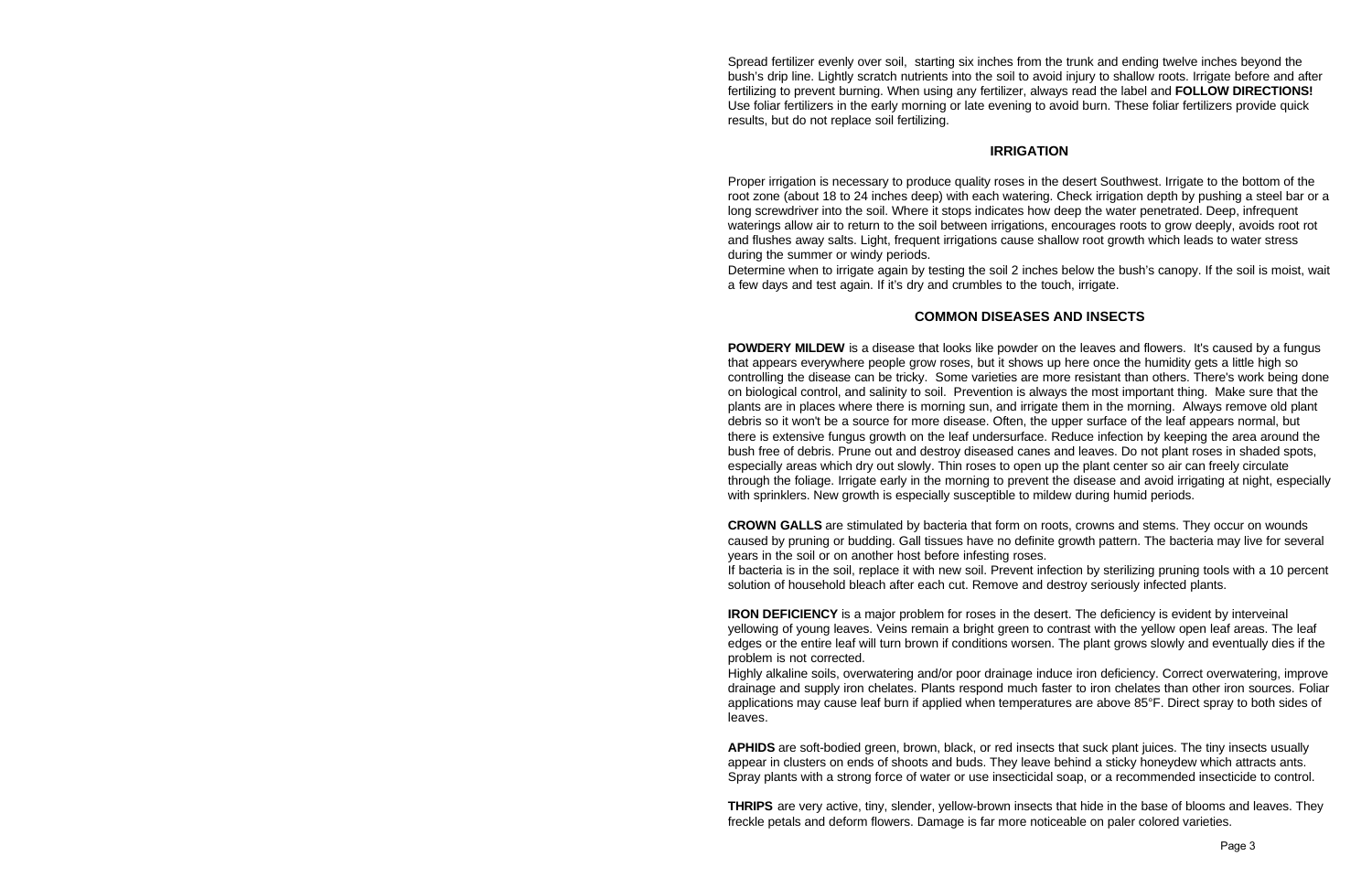Spread fertilizer evenly over soil, starting six inches from the trunk and ending twelve inches beyond the bush's drip line. Lightly scratch nutrients into the soil to avoid injury to shallow roots. Irrigate before and after fertilizing to prevent burning. When using any fertilizer, always read the label and **FOLLOW DIRECTIONS!** Use foliar fertilizers in the early morning or late evening to avoid burn. These foliar fertilizers provide quick results, but do not replace soil fertilizing.

## IRRIGATION

Proper irrigation is necessary to produce quality roses in the desert Southwest. Irrigate to the bottom of the root zone (about 18 to 24 inches deep) with each watering. Check irrigation depth by pushing a steel bar or a long screwdriver into the soil. Where it stops indicates how deep the water penetrated. Deep, infrequent waterings allow air to return to the soil between irrigations, encourages roots to grow deeply, avoids root rot and flushes away salts. Light, frequent irrigations cause shallow root growth which leads to water stress during the summer or windy periods.

Determine when to irrigate again by testing the soil 2 inches below the bush's canopy. If the soil is moist, wait a few days and test again. If it's dry and crumbles to the touch, irrigate.

## COMMON DISEASES AND INSECTS

**POWDERY MILDEW** is a disease that looks like powder on the leaves and flowers. It's caused by a fungus that appears everywhere people grow roses, but it shows up here once the humidity gets a little high so controlling the disease can be tricky. Some varieties are more resistant than others. There's work being done on biological control, and salinity to soil. Prevention is always the most important thing. Make sure that the plants are in places where there is morning sun, and irrigate them in the morning. Always remove old plant debris so it won't be a source for more disease. Often, the upper surface of the leaf appears normal, but there is extensive fungus growth on the leaf undersurface. Reduce infection by keeping the area around the bush free of debris. Prune out and destroy diseased canes and leaves. Do not plant roses in shaded spots, especially areas which dry out slowly. Thin roses to open up the plant center so air can freely circulate through the foliage. Irrigate early in the morning to prevent the disease and avoid irrigating at night, especially with sprinklers. New growth is especially susceptible to mildew during humid periods.

**CROWN GALLS** are stimulated by bacteria that form on roots, crowns and stems. They occur on wounds caused by pruning or budding. Gall tissues have no definite growth pattern. The bacteria may live for several years in the soil or on another host before infesting roses.

If bacteria is in the soil, replace it with new soil. Prevent infection by sterilizing pruning tools with a 10 percent solution of household bleach after each cut. Remove and destroy seriously infected plants.

**IRON DEFICIENCY** is a major problem for roses in the desert. The deficiency is evident by interveinal yellowing of young leaves. Veins remain a bright green to contrast with the yellow open leaf areas. The leaf edges or the entire leaf will turn brown if conditions worsen. The plant grows slowly and eventually dies if the problem is not corrected.

Highly alkaline soils, overwatering and/or poor drainage induce iron deficiency. Correct overwatering, improve drainage and supply iron chelates. Plants respond much faster to iron chelates than other iron sources. Foliar applications may cause leaf burn if applied when temperatures are above 85°F. Direct spray to both sides of leaves.

**APHIDS** are soft-bodied green, brown, black, or red insects that suck plant juices. The tiny insects usually appear in clusters on ends of shoots and buds. They leave behind a sticky honeydew which attracts ants. Spray plants with a strong force of water or use insecticidal soap, or a recommended insecticide to control.

**THRIPS** are very active, tiny, slender, yellow-brown insects that hide in the base of blooms and leaves. They freckle petals and deform flowers. Damage is far more noticeable on paler colored varieties.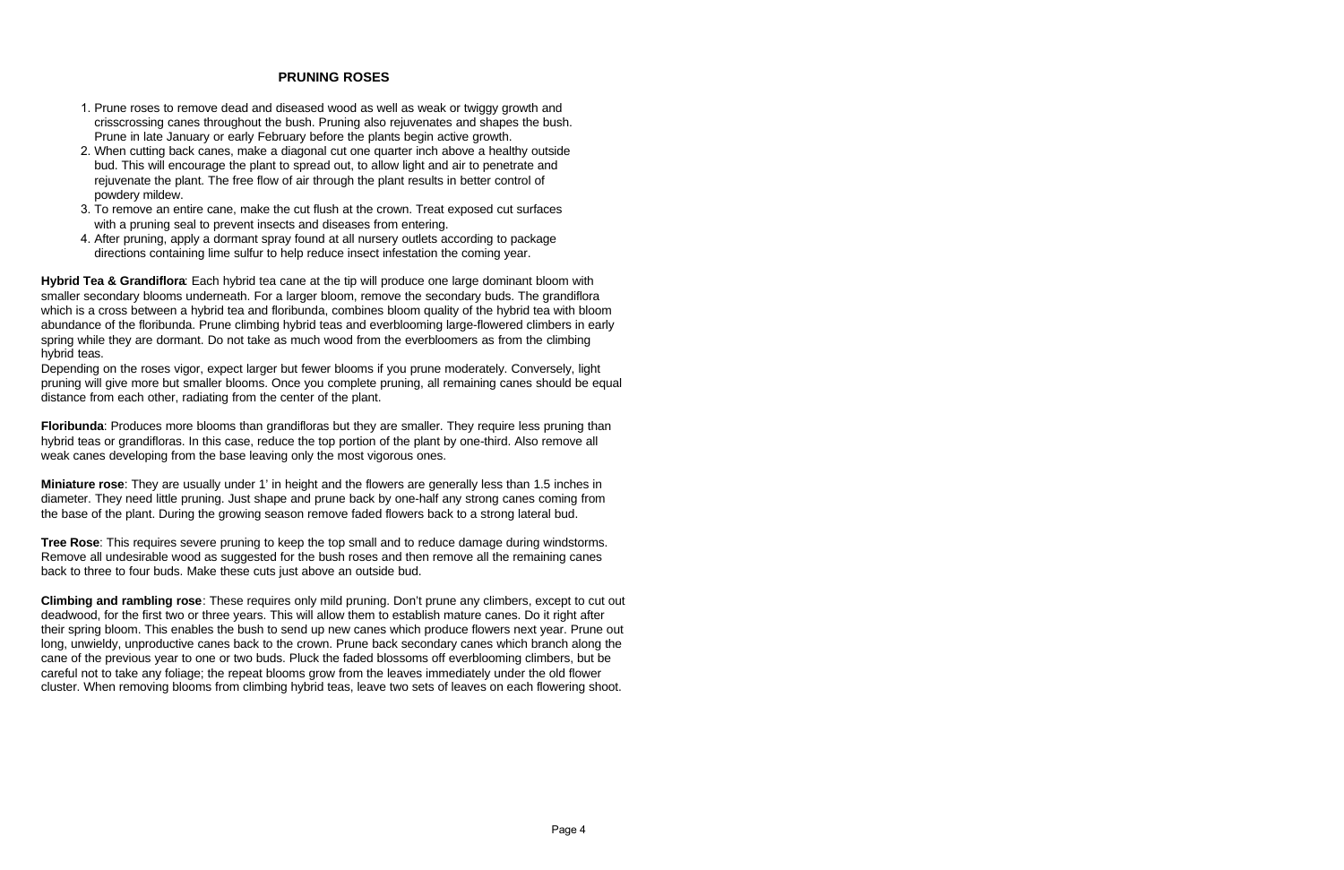## PRUNING ROSES

1. Prune roses to remove dead and diseased wood as well as weak or twiggy growth and crisscrossing canes throughout the bush. Pruning also rejuvenates and shapes the bush. Prune in late January or early February before the plants begin active growth.
2. When cutting back canes, make a diagonal cut one quarter inch above a healthy outside bud. This will encourage the plant to spread out, to allow light and air to penetrate and rejuvenate the plant. The free flow of air through the plant results in better control of powdery mildew.
3. To remove an entire cane, make the cut flush at the crown. Treat exposed cut surfaces with a pruning seal to prevent insects and diseases from entering.
4. After pruning, apply a dormant spray found at all nursery outlets according to package directions containing lime sulfur to help reduce insect infestation the coming year.

**Hybrid Tea & Grandiflora**: Each hybrid tea cane at the tip will produce one large dominant bloom with smaller secondary blooms underneath. For a larger bloom, remove the secondary buds. The grandiflora which is a cross between a hybrid tea and floribunda, combines bloom quality of the hybrid tea with bloom abundance of the floribunda. Prune climbing hybrid teas and everblooming large-flowered climbers in early spring while they are dormant. Do not take as much wood from the everbloomers as from the climbing hybrid teas.

Depending on the roses vigor, expect larger but fewer blooms if you prune moderately. Conversely, light pruning will give more but smaller blooms. Once you complete pruning, all remaining canes should be equal distance from each other, radiating from the center of the plant.

**Floribunda**: Produces more blooms than grandifloras but they are smaller. They require less pruning than hybrid teas or grandifloras. In this case, reduce the top portion of the plant by one-third. Also remove all weak canes developing from the base leaving only the most vigorous ones.

**Miniature rose**: They are usually under 1' in height and the flowers are generally less than 1.5 inches in diameter. They need little pruning. Just shape and prune back by one-half any strong canes coming from the base of the plant. During the growing season remove faded flowers back to a strong lateral bud.

**Tree Rose**: This requires severe pruning to keep the top small and to reduce damage during windstorms. Remove all undesirable wood as suggested for the bush roses and then remove all the remaining canes back to three to four buds. Make these cuts just above an outside bud.

**Climbing and rambling rose**: These requires only mild pruning. Don't prune any climbers, except to cut out deadwood, for the first two or three years. This will allow them to establish mature canes. Do it right after their spring bloom. This enables the bush to send up new canes which produce flowers next year. Prune out long, unwieldy, unproductive canes back to the crown. Prune back secondary canes which branch along the cane of the previous year to one or two buds. Pluck the faded blossoms off everblooming climbers, but be careful not to take any foliage; the repeat blooms grow from the leaves immediately under the old flower cluster. When removing blooms from climbing hybrid teas, leave two sets of leaves on each flowering shoot.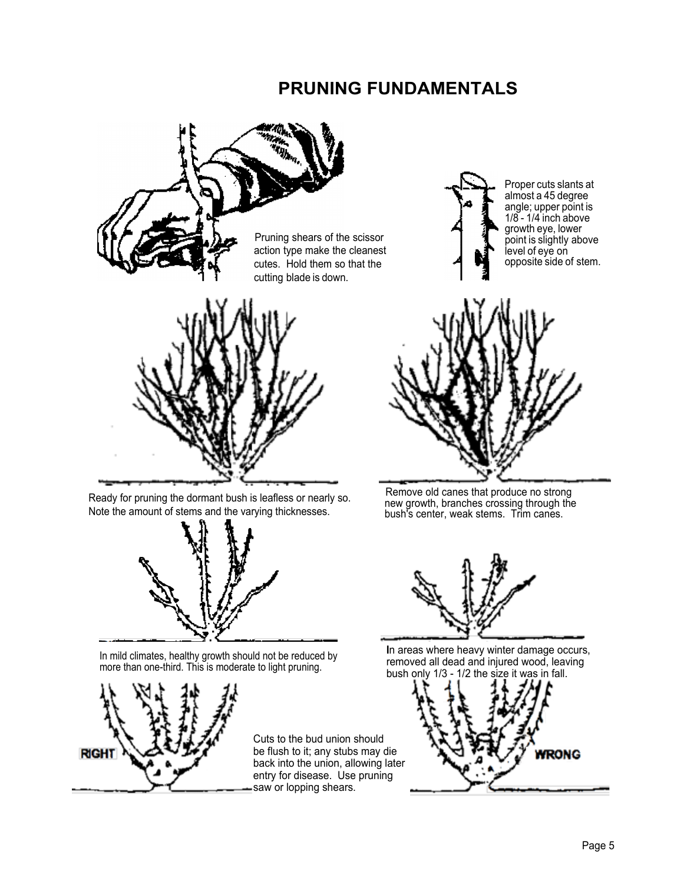# PRUNING FUNDAMENTALS

Pruning shears of the scissor action type make the cleanest cutes. Hold them so that the cutting blade is down.

Proper cuts slants at almost a 45 degree angle; upper point is 1/8 - 1/4 inch above growth eye, lower point is slightly above level of eye on opposite side of stem.

Ready for pruning the dormant bush is leafless or nearly so. Note the amount of stems and the varying thicknesses.

Remove old canes that produce no strong new growth, branches crossing through the bush's center, weak stems. Trim canes.

In mild climates, healthy growth should not be reduced by more than one-third. This is moderate to light pruning.

In areas where heavy winter damage occurs, removed all dead and injured wood, leaving bush only 1/3 - 1/2 the size it was in fall.

RIGHT

Cuts to the bud union should be flush to it; any stubs may die back into the union, allowing later entry for disease. Use pruning saw or lopping shears.

WRONG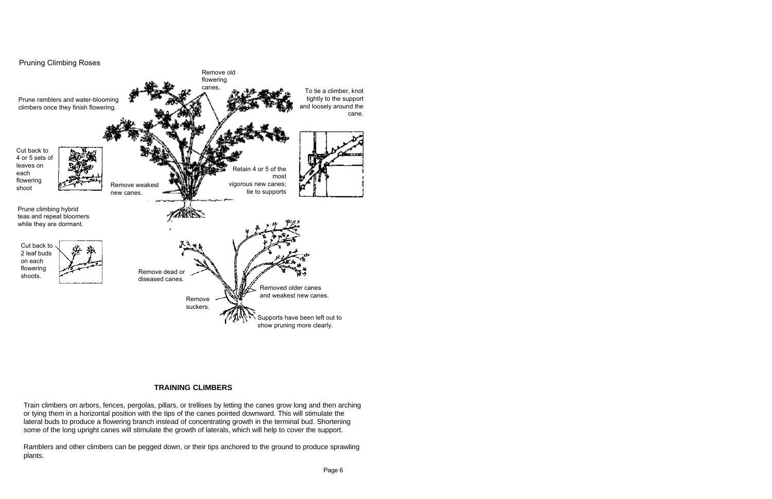Pruning Climbing Roses

Prune ramblers and water-blooming climbers once they finish flowering.

Cut back to 4 or 5 sets of leaves on each flowering shoot

Remove old flowering canes.

Remove weakest new canes.

Retain 4 or 5 of the most vigorous new canes; tie to supports

To tie a climber, knot tightly to the support and loosely around the cane.

Prune climbing hybrid teas and repeat bloomers while they are dormant.

Cut back to 2 leaf buds on each flowering shoots.

Remove dead or diseased canes.

Remove suckers.

Removed older canes and weakest new canes.

Supports have been left out to show pruning more clearly.

## TRAINING CLIMBERS

Train climbers on arbors, fences, pergolas, pillars, or trellises by letting the canes grow long and then arching or tying them in a horizontal position with the tips of the canes pointed downward. This will stimulate the lateral buds to produce a flowering branch instead of concentrating growth in the terminal bud. Shortening some of the long upright canes will stimulate the growth of laterals, which will help to cover the support.

Ramblers and other climbers can be pegged down, or their tips anchored to the ground to produce sprawling plants.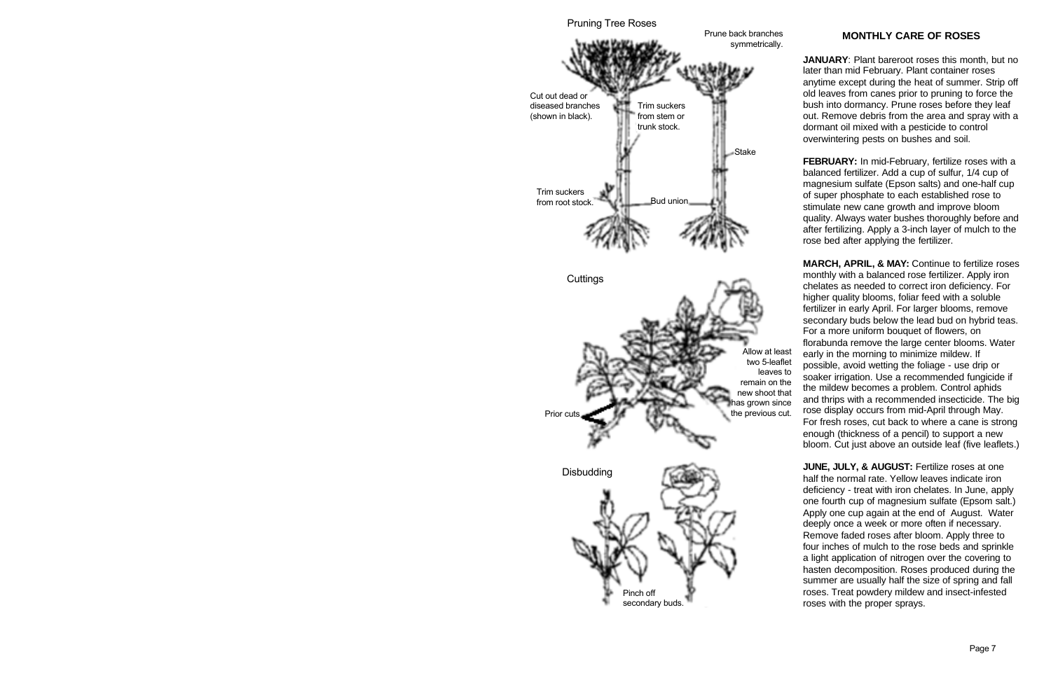## Pruning Tree Roses

Prune back branches symmetrically.

Cut out dead or diseased branches (shown in black).

Trim suckers from stem or trunk stock.

Stake

Trim suckers from root stock.

Bud union

## Cuttings

Allow at least two 5-leaflet leaves to remain on the new shoot that has grown since the previous cut.

Prior cuts

## Disbudding

Pinch off secondary buds.

## MONTHLY CARE OF ROSES

**JANUARY**: Plant bareroot roses this month, but no later than mid February. Plant container roses anytime except during the heat of summer. Strip off old leaves from canes prior to pruning to force the bush into dormancy. Prune roses before they leaf out. Remove debris from the area and spray with a dormant oil mixed with a pesticide to control overwintering pests on bushes and soil.

**FEBRUARY:** In mid-February, fertilize roses with a balanced fertilizer. Add a cup of sulfur, 1/4 cup of magnesium sulfate (Epson salts) and one-half cup of super phosphate to each established rose to stimulate new cane growth and improve bloom quality. Always water bushes thoroughly before and after fertilizing. Apply a 3-inch layer of mulch to the rose bed after applying the fertilizer.

**MARCH, APRIL, & MAY:** Continue to fertilize roses monthly with a balanced rose fertilizer. Apply iron chelates as needed to correct iron deficiency. For higher quality blooms, foliar feed with a soluble fertilizer in early April. For larger blooms, remove secondary buds below the lead bud on hybrid teas. For a more uniform bouquet of flowers, on florabunda remove the large center blooms. Water early in the morning to minimize mildew. If possible, avoid wetting the foliage - use drip or soaker irrigation. Use a recommended fungicide if the mildew becomes a problem. Control aphids and thrips with a recommended insecticide. The big rose display occurs from mid-April through May. For fresh roses, cut back to where a cane is strong enough (thickness of a pencil) to support a new bloom. Cut just above an outside leaf (five leaflets.)

**JUNE, JULY, & AUGUST:** Fertilize roses at one half the normal rate. Yellow leaves indicate iron deficiency - treat with iron chelates. In June, apply one fourth cup of magnesium sulfate (Epsom salt.) Apply one cup again at the end of August. Water deeply once a week or more often if necessary. Remove faded roses after bloom. Apply three to four inches of mulch to the rose beds and sprinkle a light application of nitrogen over the covering to hasten decomposition. Roses produced during the summer are usually half the size of spring and fall roses. Treat powdery mildew and insect-infested roses with the proper sprays.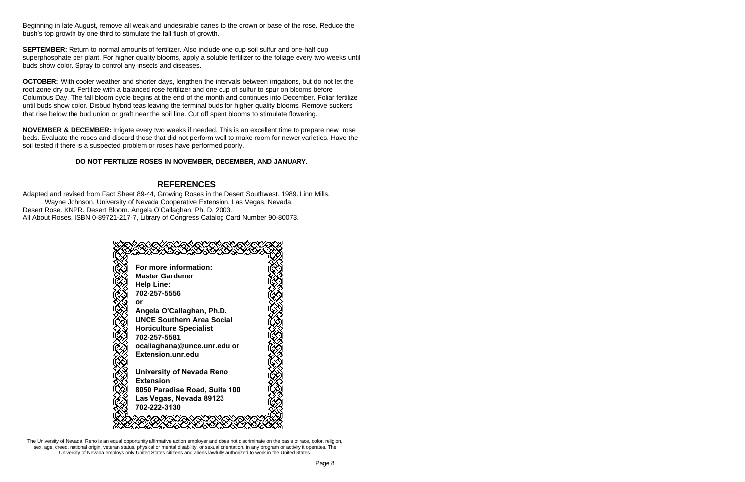Beginning in late August, remove all weak and undesirable canes to the crown or base of the rose. Reduce the bush's top growth by one third to stimulate the fall flush of growth.

**SEPTEMBER:** Return to normal amounts of fertilizer. Also include one cup soil sulfur and one-half cup superphosphate per plant. For higher quality blooms, apply a soluble fertilizer to the foliage every two weeks until buds show color. Spray to control any insects and diseases.

**OCTOBER:** With cooler weather and shorter days, lengthen the intervals between irrigations, but do not let the root zone dry out. Fertilize with a balanced rose fertilizer and one cup of sulfur to spur on blooms before Columbus Day. The fall bloom cycle begins at the end of the month and continues into December. Foliar fertilize until buds show color. Disbud hybrid teas leaving the terminal buds for higher quality blooms. Remove suckers that rise below the bud union or graft near the soil line. Cut off spent blooms to stimulate flowering.

**NOVEMBER & DECEMBER:** Irrigate every two weeks if needed. This is an excellent time to prepare new rose beds. Evaluate the roses and discard those that did not perform well to make room for newer varieties. Have the soil tested if there is a suspected problem or roses have performed poorly.

**DO NOT FERTILIZE ROSES IN NOVEMBER, DECEMBER, AND JANUARY.**

## REFERENCES

Adapted and revised from Fact Sheet 89-44, Growing Roses in the Desert Southwest. 1989. Linn Mills. Wayne Johnson. University of Nevada Cooperative Extension, Las Vegas, Nevada.

Desert Rose. KNPR. Desert Bloom. Angela O'Callaghan, Ph. D. 2003.

All About Roses, ISBN 0-89721-217-7, Library of Congress Catalog Card Number 90-80073.

**For more information:**
**Master Gardener**
**Help Line:**
**702-257-5556**
**or**
**Angela O'Callaghan, Ph.D.**
**UNCE Southern Area Social Horticulture Specialist**
**702-257-5581**
**ocallaghana@unce.unr.edu or Extension.unr.edu**

**University of Nevada Reno Extension**
**8050 Paradise Road, Suite 100**
**Las Vegas, Nevada 89123**
**702-222-3130**

The University of Nevada, Reno is an equal opportunity affirmative action employer and does not discriminate on the basis of race, color, religion, sex, age, creed, national origin, veteran status, physical or mental disability, or sexual orientation, in any program or activity it operates. The University of Nevada employs only United States citizens and aliens lawfully authorized to work in the United States.